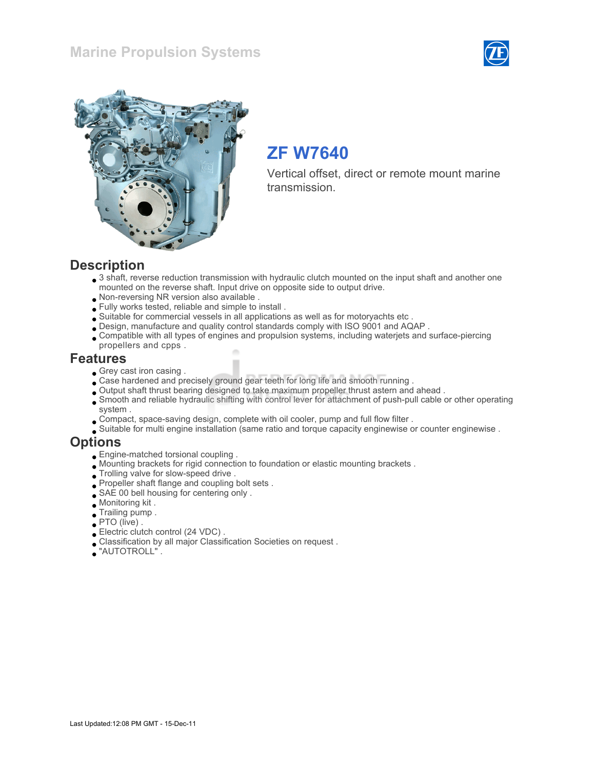# Marine Propulsion Systems

## ZF W7640

Vertical offset, direct or remote mount marine transmission.

## Description

- 3 shaft, reverse reduction transmission with hydraulic clutch mounted on the input shaft and another one mounted on the reverse shaft. Input drive on opposite side to output drive.
- Non-reversing NR version also available .
- Fully works tested, reliable and simple to install .
- Suitable for commercial vessels in all applications as well as for motoryachts etc .
- Design, manufacture and quality control standards comply with ISO 9001 and AQAP .
- Compatible with all types of engines and propulsion systems, including waterjets and surface-piercing propellers and cpps .

## Features

- Grey cast iron casing .
- Case hardened and precisely ground gear teeth for long life and smooth running .
- Output shaft thrust bearing designed to take maximum propeller thrust astern and ahead .
- Smooth and reliable hydraulic shifting with control lever for attachment of push-pull cable or other operating system .
- Compact, space-saving design, complete with oil cooler, pump and full flow filter .
- Suitable for multi engine installation (same ratio and torque capacity enginewise or counter enginewise .

## Options

- Engine-matched torsional coupling .
- Mounting brackets for rigid connection to foundation or elastic mounting brackets .
- Trolling valve for slow-speed drive .
- Propeller shaft flange and coupling bolt sets .
- SAE 00 bell housing for centering only .
- Monitoring kit .
- Trailing pump .
- PTO (live) .
- Electric clutch control (24 VDC) .
- Classification by all major Classification Societies on request .
- "AUTOTROLL" .

Last Updated:12:08 PM GMT - 15-Dec-11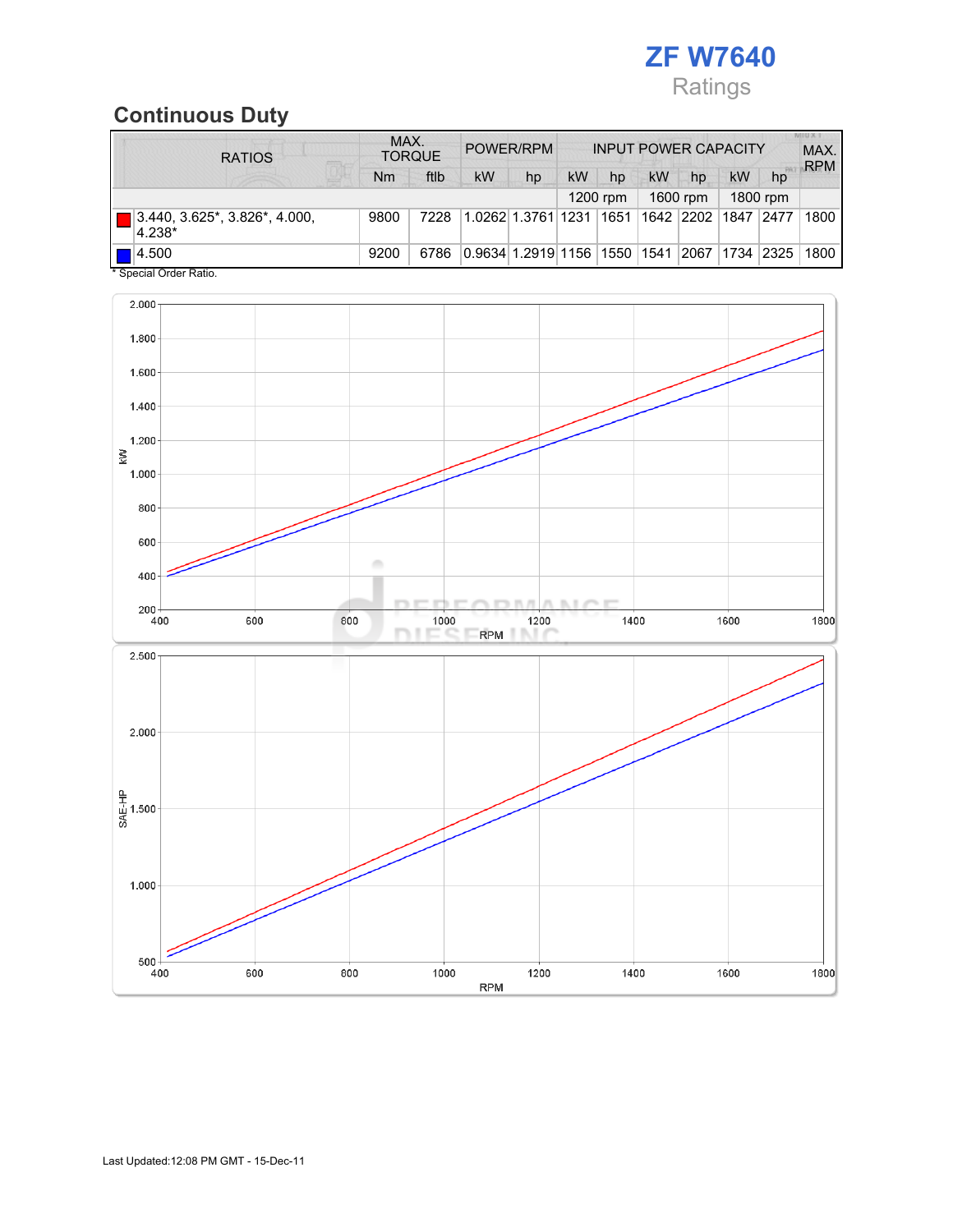# ZF W7640

Ratings

## Continuous Duty

| RATIOS | MAX. TORQUE | | POWER/RPM | | INPUT POWER CAPACITY | | | | | | MAX. RPM |
|---|---|---|---|---|---|---|---|---|---|---|---|
| | Nm | ftlb | kW | hp | kW | hp | kW | hp | kW | hp | |
| | | | | | 1200 rpm | | 1600 rpm | | 1800 rpm | | |
| 3.440, 3.625*, 3.826*, 4.000, 4.238* | 9800 | 7228 | 1.0262 | 1.3761 | 1231 | 1651 | 1642 | 2202 | 1847 | 2477 | 1800 |
| 4.500 | 9200 | 6786 | 0.9634 | 1.2919 | 1156 | 1550 | 1541 | 2067 | 1734 | 2325 | 1800 |

* Special Order Ratio.

Last Updated:12:08 PM GMT - 15-Dec-11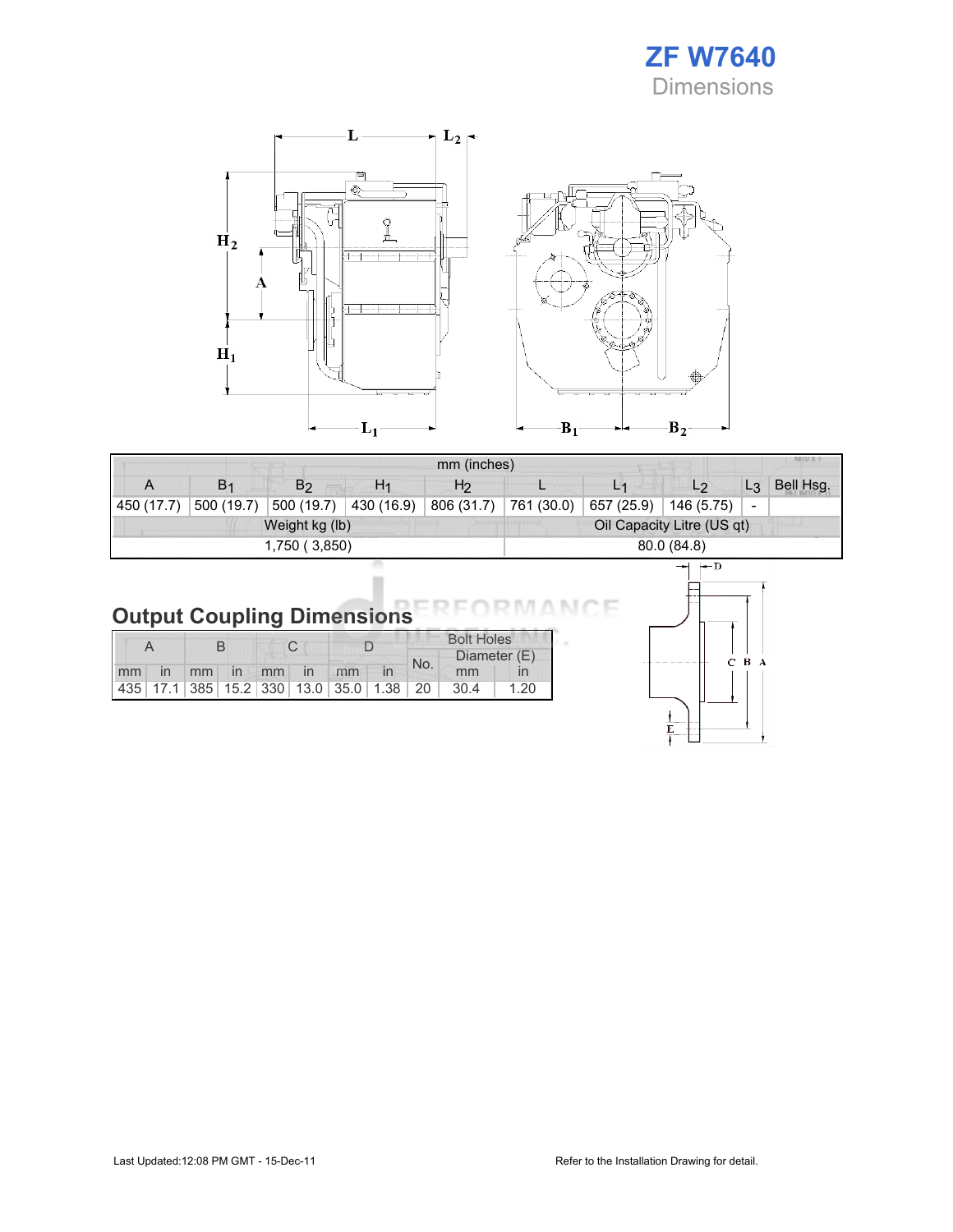# ZF W7640
## Dimensions

| mm (inches) | | | | | | | | | |
|---|---|---|---|---|---|---|---|---|---|
| A | $B_1$ | $B_2$ | $H_1$ | $H_2$ | L | $L_1$ | $L_2$ | $L_3$ | Bell Hsg. |
| 450 (17.7) | 500 (19.7) | 500 (19.7) | 430 (16.9) | 806 (31.7) | 761 (30.0) | 657 (25.9) | 146 (5.75) | - | |
| Weight kg (lb) | | | | | Oil Capacity Litre (US qt) | | | | |
| 1,750 ( 3,850) | | | | | 80.0 (84.8) | | | | |

## Output Coupling Dimensions

| A | | B | | C | | D | | Bolt Holes | | |
|---|---|---|---|---|---|---|---|---|---|---|
| | | | | | | | | No. | Diameter (E) | |
| mm | in | mm | in | mm | in | mm | in | | mm | in |
| 435 | 17.1 | 385 | 15.2 | 330 | 13.0 | 35.0 | 1.38 | 20 | 30.4 | 1.20 |

Last Updated:12:08 PM GMT - 15-Dec-11

Refer to the Installation Drawing for detail.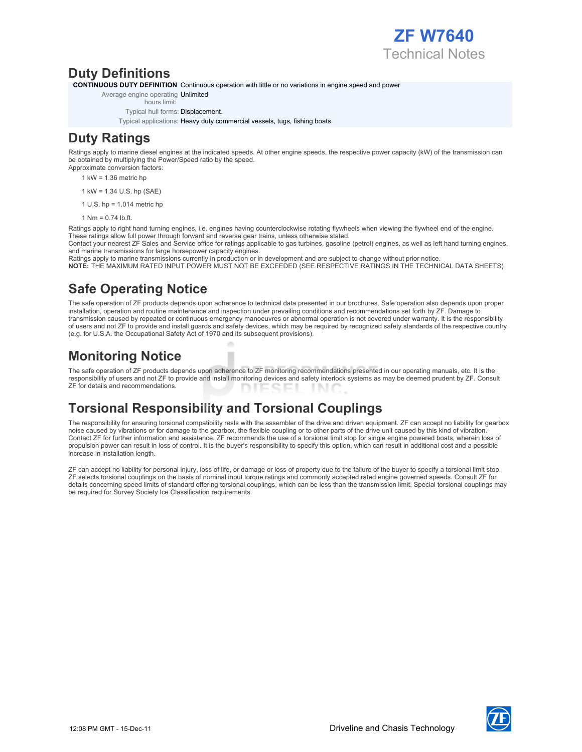# ZF W7640

## Technical Notes

## Duty Definitions

| | |
|---|---|
| **CONTINUOUS DUTY DEFINITION** | Continuous operation with little or no variations in engine speed and power |
| Average engine operating hours limit: | Unlimited |
| Typical hull forms: | Displacement. |
| Typical applications: | Heavy duty commercial vessels, tugs, fishing boats. |

## Duty Ratings

Ratings apply to marine diesel engines at the indicated speeds. At other engine speeds, the respective power capacity (kW) of the transmission can be obtained by multiplying the Power/Speed ratio by the speed.
Approximate conversion factors:

1 kW = 1.36 metric hp

1 kW = 1.34 U.S. hp (SAE)

1 U.S. hp = 1.014 metric hp

1 Nm = 0.74 lb.ft.

Ratings apply to right hand turning engines, i.e. engines having counterclockwise rotating flywheels when viewing the flywheel end of the engine. These ratings allow full power through forward and reverse gear trains, unless otherwise stated.
Contact your nearest ZF Sales and Service office for ratings applicable to gas turbines, gasoline (petrol) engines, as well as left hand turning engines, and marine transmissions for large horsepower capacity engines.
Ratings apply to marine transmissions currently in production or in development and are subject to change without prior notice.
**NOTE:** THE MAXIMUM RATED INPUT POWER MUST NOT BE EXCEEDED (SEE RESPECTIVE RATINGS IN THE TECHNICAL DATA SHEETS)

## Safe Operating Notice

The safe operation of ZF products depends upon adherence to technical data presented in our brochures. Safe operation also depends upon proper installation, operation and routine maintenance and inspection under prevailing conditions and recommendations set forth by ZF. Damage to transmission caused by repeated or continuous emergency manoeuvres or abnormal operation is not covered under warranty. It is the responsibility of users and not ZF to provide and install guards and safety devices, which may be required by recognized safety standards of the respective country (e.g. for U.S.A. the Occupational Safety Act of 1970 and its subsequent provisions).

## Monitoring Notice

The safe operation of ZF products depends upon adherence to ZF monitoring recommendations presented in our operating manuals, etc. It is the responsibility of users and not ZF to provide and install monitoring devices and safety interlock systems as may be deemed prudent by ZF. Consult ZF for details and recommendations.

## Torsional Responsibility and Torsional Couplings

The responsibility for ensuring torsional compatibility rests with the assembler of the drive and driven equipment. ZF can accept no liability for gearbox noise caused by vibrations or for damage to the gearbox, the flexible coupling or to other parts of the drive unit caused by this kind of vibration. Contact ZF for further information and assistance. ZF recommends the use of a torsional limit stop for single engine powered boats, wherein loss of propulsion power can result in loss of control. It is the buyer's responsibility to specify this option, which can result in additional cost and a possible increase in installation length.

ZF can accept no liability for personal injury, loss of life, or damage or loss of property due to the failure of the buyer to specify a torsional limit stop. ZF selects torsional couplings on the basis of nominal input torque ratings and commonly accepted rated engine governed speeds. Consult ZF for details concerning speed limits of standard offering torsional couplings, which can be less than the transmission limit. Special torsional couplings may be required for Survey Society Ice Classification requirements.